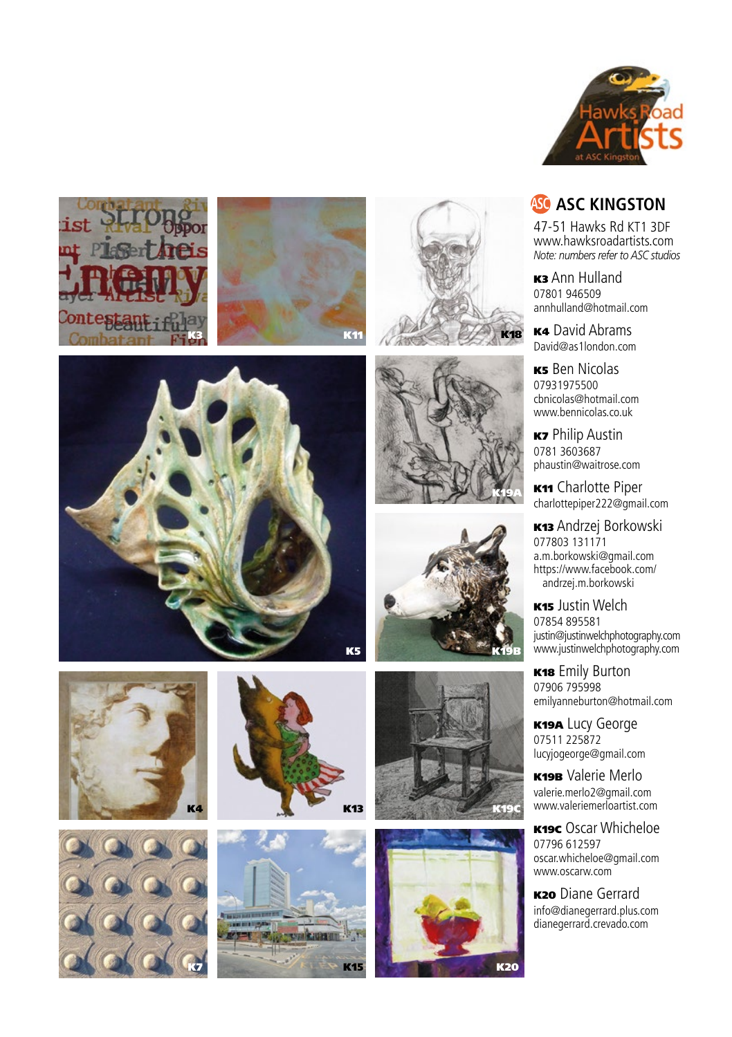Hawks Road Artists at ASC Kingston

## ASC KINGSTON

47-51 Hawks Rd KT1 3DF
www.hawksroadartists.com
*Note: numbers refer to ASC studios*

**K3** Ann Hulland
07801 946509
annhulland@hotmail.com

**K4** David Abrams
David@as1london.com

**K5** Ben Nicolas
07931975500
cbnicolas@hotmail.com
www.bennicolas.co.uk

**K7** Philip Austin
0781 3603687
phaustin@waitrose.com

**K11** Charlotte Piper
charlottepiper222@gmail.com

**K13** Andrzej Borkowski
077803 131171
a.m.borkowski@gmail.com
https://www.facebook.com/andrzej.m.borkowski

**K15** Justin Welch
07854 895581
justin@justinwelchphotography.com
www.justinwelchphotography.com

**K18** Emily Burton
07906 795998
emilyanneburton@hotmail.com

**K19A** Lucy George
07511 225872
lucyjogeorge@gmail.com

**K19B** Valerie Merlo
valerie.merlo2@gmail.com
www.valeriemerloartist.com

**K19C** Oscar Whicheloe
07796 612597
oscar.whicheloe@gmail.com
www.oscarw.com

**K20** Diane Gerrard
info@dianegerrard.plus.com
dianegerrard.crevado.com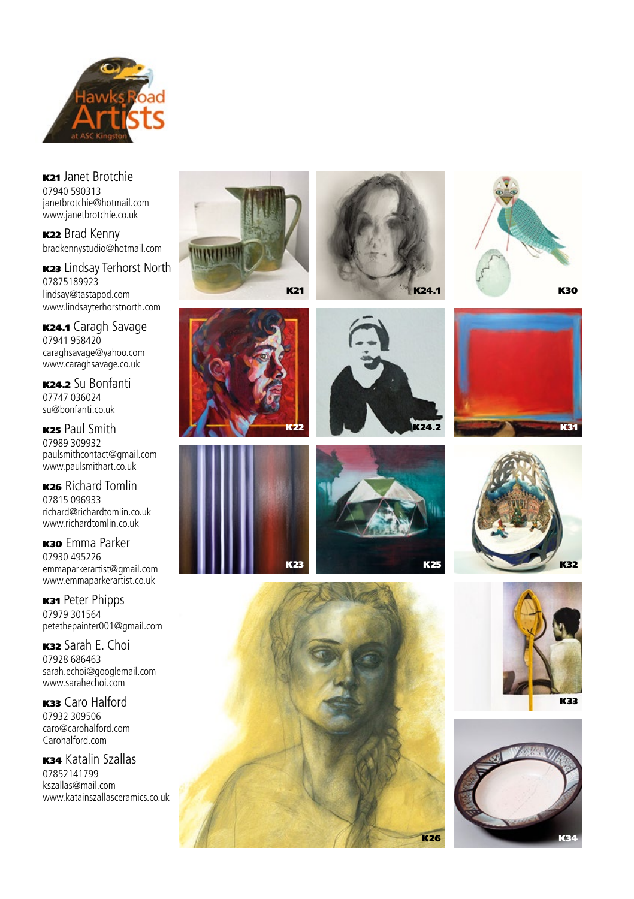Hawks Road Artists at ASC Kingston

**K21** Janet Brotchie
07940 590313
janetbrotchie@hotmail.com
www.janetbrotchie.co.uk

**K22** Brad Kenny
bradkennystudio@hotmail.com

**K23** Lindsay Terhorst North
07875189923
lindsay@tastapod.com
www.lindsayterhorstnorth.com

**K24.1** Caragh Savage
07941 958420
caraghsavage@yahoo.com
www.caraghsavage.co.uk

**K24.2** Su Bonfanti
07747 036024
su@bonfanti.co.uk

**K25** Paul Smith
07989 309932
paulsmithcontact@gmail.com
www.paulsmithart.co.uk

**K26** Richard Tomlin
07815 096933
richard@richardtomlin.co.uk
www.richardtomlin.co.uk

**K30** Emma Parker
07930 495226
emmaparkerartist@gmail.com
www.emmaparkerartist.co.uk

**K31** Peter Phipps
07979 301564
petethepainter001@gmail.com

**K32** Sarah E. Choi
07928 686463
sarah.echoi@googlemail.com
www.sarahechoi.com

**K33** Caro Halford
07932 309506
caro@carohalford.com
Carohalford.com

**K34** Katalin Szallas
07852141799
kszallas@mail.com
www.katainszallasceramics.co.uk

K21 K24.1 K30 K22 K24.2 K31 K23 K25 K32 K26 K33 K34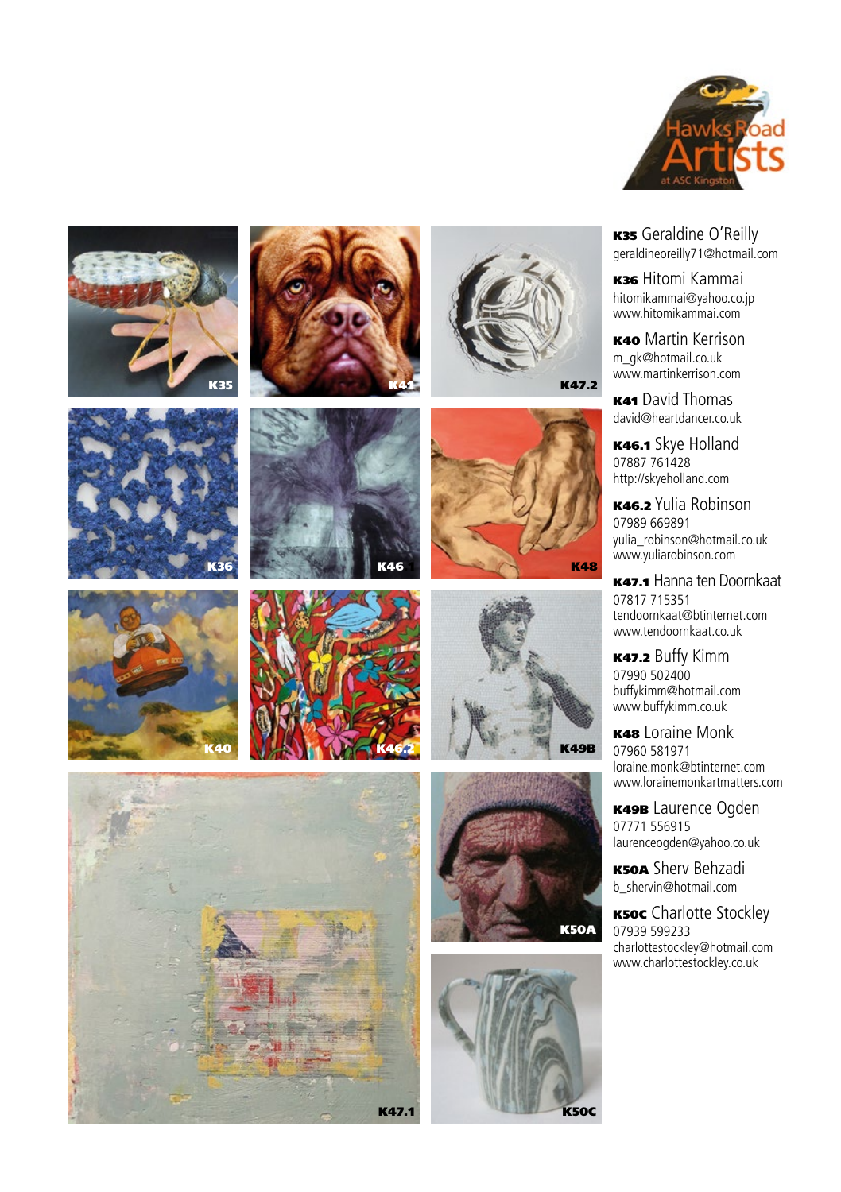Hawks Road Artists at ASC Kingston

K35

K41

K47.2

K36

K46

K48

K40

K46.2

K49B

K47.1

K50A

K50C

**K35** Geraldine O'Reilly
geraldineoreilly71@hotmail.com

**K36** Hitomi Kammai
hitomikammai@yahoo.co.jp
www.hitomikammai.com

**K40** Martin Kerrison
m_gk@hotmail.co.uk
www.martinkerrison.com

**K41** David Thomas
david@heartdancer.co.uk

**K46.1** Skye Holland
07887 761428
http://skyeholland.com

**K46.2** Yulia Robinson
07989 669891
yulia_robinson@hotmail.co.uk
www.yuliarobinson.com

**K47.1** Hanna ten Doornkaat
07817 715351
tendoornkaat@btinternet.com
www.tendoornkaat.co.uk

**K47.2** Buffy Kimm
07990 502400
buffykimm@hotmail.com
www.buffykimm.co.uk

**K48** Loraine Monk
07960 581971
loraine.monk@btinternet.com
www.lorainemonkartmatters.com

**K49B** Laurence Ogden
07771 556915
laurenceogden@yahoo.co.uk

**K50A** Sherv Behzadi
b_shervin@hotmail.com

**K50C** Charlotte Stockley
07939 599233
charlottestockley@hotmail.com
www.charlottestockley.co.uk